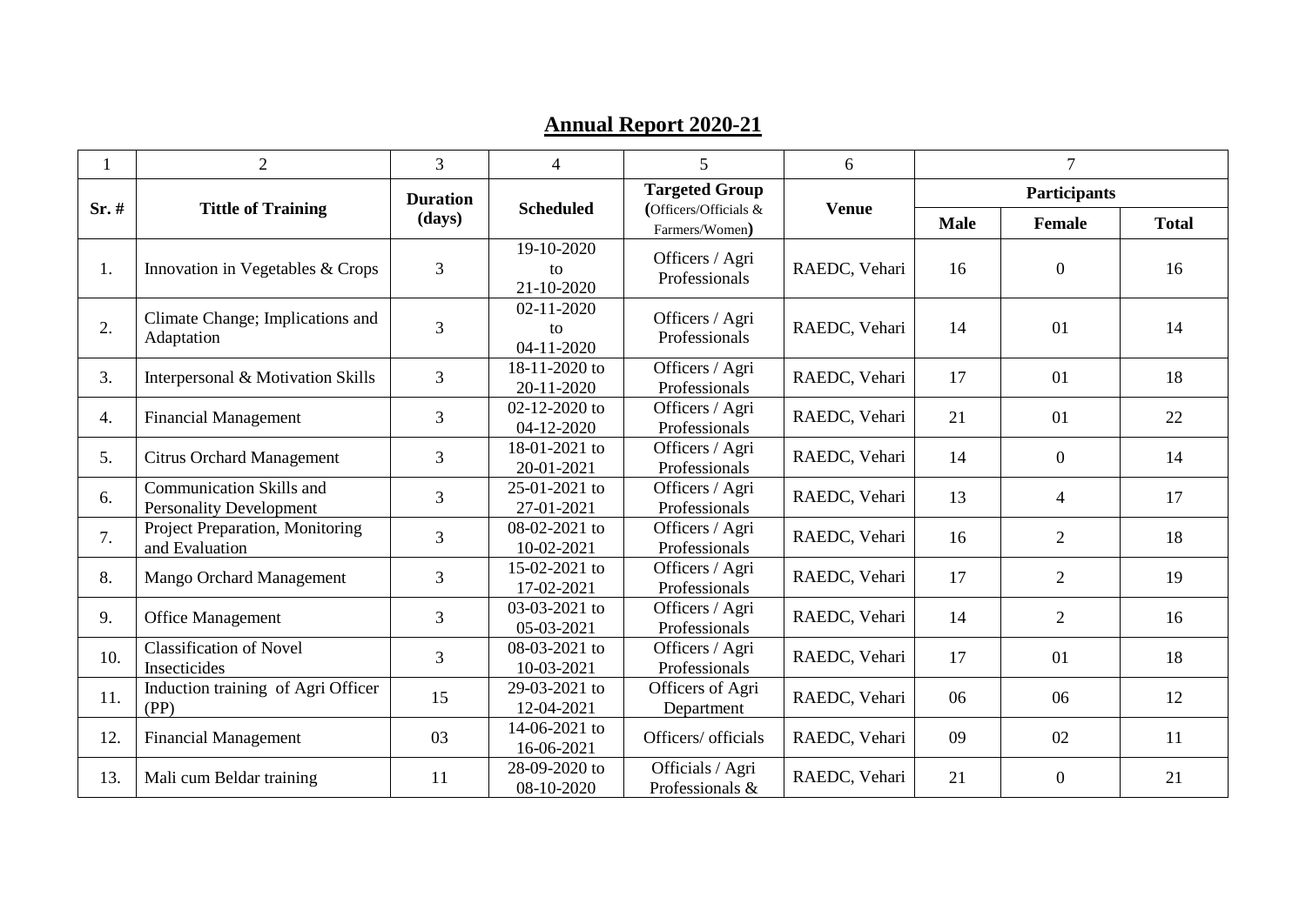# Annual Report 2020-21

| 1 | 2 | 3 | 4 | 5 | 6 | 7 | | |
|---|---|---|---|---|---|---|---|---|
| **Sr. #** | **Tittle of Training** | **Duration (days)** | **Scheduled** | **Targeted Group (Officers/Officials & Farmers/Women)** | **Venue** | **Participants** | | |
| | | | | | | **Male** | **Female** | **Total** |
| 1. | Innovation in Vegetables & Crops | 3 | 19-10-2020 to 21-10-2020 | Officers / Agri Professionals | RAEDC, Vehari | 16 | 0 | 16 |
| 2. | Climate Change; Implications and Adaptation | 3 | 02-11-2020 to 04-11-2020 | Officers / Agri Professionals | RAEDC, Vehari | 14 | 01 | 14 |
| 3. | Interpersonal & Motivation Skills | 3 | 18-11-2020 to 20-11-2020 | Officers / Agri Professionals | RAEDC, Vehari | 17 | 01 | 18 |
| 4. | Financial Management | 3 | 02-12-2020 to 04-12-2020 | Officers / Agri Professionals | RAEDC, Vehari | 21 | 01 | 22 |
| 5. | Citrus Orchard Management | 3 | 18-01-2021 to 20-01-2021 | Officers / Agri Professionals | RAEDC, Vehari | 14 | 0 | 14 |
| 6. | Communication Skills and Personality Development | 3 | 25-01-2021 to 27-01-2021 | Officers / Agri Professionals | RAEDC, Vehari | 13 | 4 | 17 |
| 7. | Project Preparation, Monitoring and Evaluation | 3 | 08-02-2021 to 10-02-2021 | Officers / Agri Professionals | RAEDC, Vehari | 16 | 2 | 18 |
| 8. | Mango Orchard Management | 3 | 15-02-2021 to 17-02-2021 | Officers / Agri Professionals | RAEDC, Vehari | 17 | 2 | 19 |
| 9. | Office Management | 3 | 03-03-2021 to 05-03-2021 | Officers / Agri Professionals | RAEDC, Vehari | 14 | 2 | 16 |
| 10. | Classification of Novel Insecticides | 3 | 08-03-2021 to 10-03-2021 | Officers / Agri Professionals | RAEDC, Vehari | 17 | 01 | 18 |
| 11. | Induction training of Agri Officer (PP) | 15 | 29-03-2021 to 12-04-2021 | Officers of Agri Department | RAEDC, Vehari | 06 | 06 | 12 |
| 12. | Financial Management | 03 | 14-06-2021 to 16-06-2021 | Officers/ officials | RAEDC, Vehari | 09 | 02 | 11 |
| 13. | Mali cum Beldar training | 11 | 28-09-2020 to 08-10-2020 | Officials / Agri Professionals & | RAEDC, Vehari | 21 | 0 | 21 |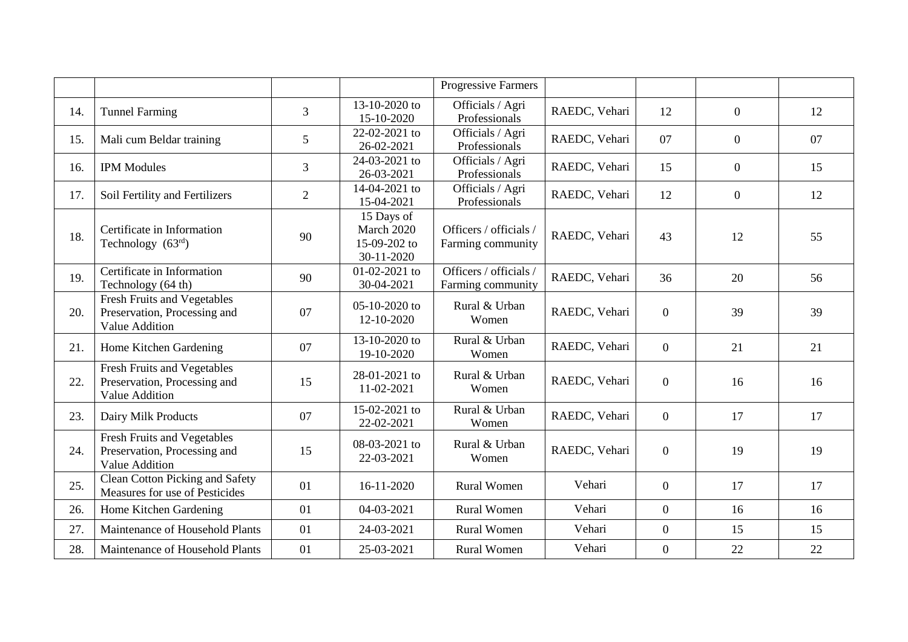| | | | | Progressive Farmers | | | | |
|---|---|---|---|---|---|---|---|---|
| 14. | Tunnel Farming | 3 | 13-10-2020 to 15-10-2020 | Officials / Agri Professionals | RAEDC, Vehari | 12 | 0 | 12 |
| 15. | Mali cum Beldar training | 5 | 22-02-2021 to 26-02-2021 | Officials / Agri Professionals | RAEDC, Vehari | 07 | 0 | 07 |
| 16. | IPM Modules | 3 | 24-03-2021 to 26-03-2021 | Officials / Agri Professionals | RAEDC, Vehari | 15 | 0 | 15 |
| 17. | Soil Fertility and Fertilizers | 2 | 14-04-2021 to 15-04-2021 | Officials / Agri Professionals | RAEDC, Vehari | 12 | 0 | 12 |
| 18. | Certificate in Information Technology (63rd) | 90 | 15 Days of March 2020 15-09-202 to 30-11-2020 | Officers / officials / Farming community | RAEDC, Vehari | 43 | 12 | 55 |
| 19. | Certificate in Information Technology (64 th) | 90 | 01-02-2021 to 30-04-2021 | Officers / officials / Farming community | RAEDC, Vehari | 36 | 20 | 56 |
| 20. | Fresh Fruits and Vegetables Preservation, Processing and Value Addition | 07 | 05-10-2020 to 12-10-2020 | Rural & Urban Women | RAEDC, Vehari | 0 | 39 | 39 |
| 21. | Home Kitchen Gardening | 07 | 13-10-2020 to 19-10-2020 | Rural & Urban Women | RAEDC, Vehari | 0 | 21 | 21 |
| 22. | Fresh Fruits and Vegetables Preservation, Processing and Value Addition | 15 | 28-01-2021 to 11-02-2021 | Rural & Urban Women | RAEDC, Vehari | 0 | 16 | 16 |
| 23. | Dairy Milk Products | 07 | 15-02-2021 to 22-02-2021 | Rural & Urban Women | RAEDC, Vehari | 0 | 17 | 17 |
| 24. | Fresh Fruits and Vegetables Preservation, Processing and Value Addition | 15 | 08-03-2021 to 22-03-2021 | Rural & Urban Women | RAEDC, Vehari | 0 | 19 | 19 |
| 25. | Clean Cotton Picking and Safety Measures for use of Pesticides | 01 | 16-11-2020 | Rural Women | Vehari | 0 | 17 | 17 |
| 26. | Home Kitchen Gardening | 01 | 04-03-2021 | Rural Women | Vehari | 0 | 16 | 16 |
| 27. | Maintenance of Household Plants | 01 | 24-03-2021 | Rural Women | Vehari | 0 | 15 | 15 |
| 28. | Maintenance of Household Plants | 01 | 25-03-2021 | Rural Women | Vehari | 0 | 22 | 22 |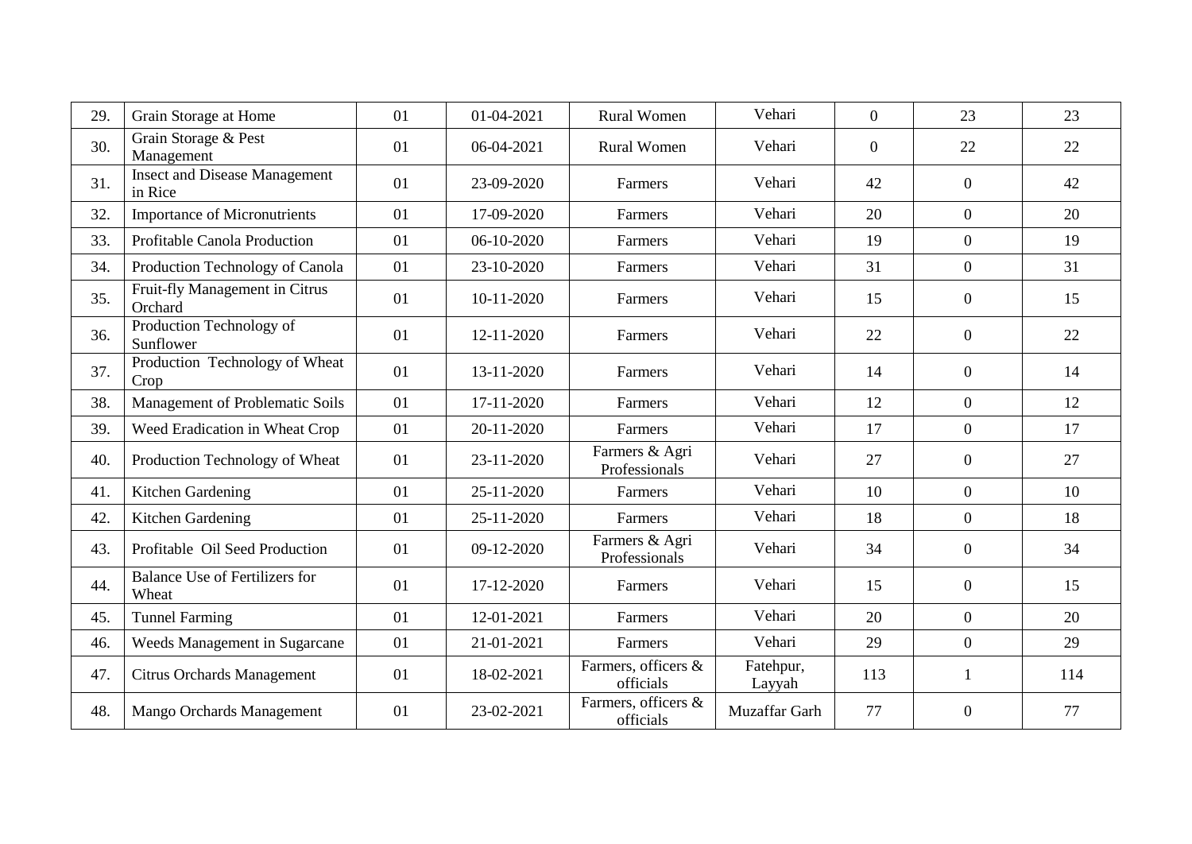| 29. | Grain Storage at Home | 01 | 01-04-2021 | Rural Women | Vehari | 0 | 23 | 23 |
|---|---|---|---|---|---|---|---|---|
| 30. | Grain Storage & Pest Management | 01 | 06-04-2021 | Rural Women | Vehari | 0 | 22 | 22 |
| 31. | Insect and Disease Management in Rice | 01 | 23-09-2020 | Farmers | Vehari | 42 | 0 | 42 |
| 32. | Importance of Micronutrients | 01 | 17-09-2020 | Farmers | Vehari | 20 | 0 | 20 |
| 33. | Profitable Canola Production | 01 | 06-10-2020 | Farmers | Vehari | 19 | 0 | 19 |
| 34. | Production Technology of Canola | 01 | 23-10-2020 | Farmers | Vehari | 31 | 0 | 31 |
| 35. | Fruit-fly Management in Citrus Orchard | 01 | 10-11-2020 | Farmers | Vehari | 15 | 0 | 15 |
| 36. | Production Technology of Sunflower | 01 | 12-11-2020 | Farmers | Vehari | 22 | 0 | 22 |
| 37. | Production Technology of Wheat Crop | 01 | 13-11-2020 | Farmers | Vehari | 14 | 0 | 14 |
| 38. | Management of Problematic Soils | 01 | 17-11-2020 | Farmers | Vehari | 12 | 0 | 12 |
| 39. | Weed Eradication in Wheat Crop | 01 | 20-11-2020 | Farmers | Vehari | 17 | 0 | 17 |
| 40. | Production Technology of Wheat | 01 | 23-11-2020 | Farmers & Agri Professionals | Vehari | 27 | 0 | 27 |
| 41. | Kitchen Gardening | 01 | 25-11-2020 | Farmers | Vehari | 10 | 0 | 10 |
| 42. | Kitchen Gardening | 01 | 25-11-2020 | Farmers | Vehari | 18 | 0 | 18 |
| 43. | Profitable Oil Seed Production | 01 | 09-12-2020 | Farmers & Agri Professionals | Vehari | 34 | 0 | 34 |
| 44. | Balance Use of Fertilizers for Wheat | 01 | 17-12-2020 | Farmers | Vehari | 15 | 0 | 15 |
| 45. | Tunnel Farming | 01 | 12-01-2021 | Farmers | Vehari | 20 | 0 | 20 |
| 46. | Weeds Management in Sugarcane | 01 | 21-01-2021 | Farmers | Vehari | 29 | 0 | 29 |
| 47. | Citrus Orchards Management | 01 | 18-02-2021 | Farmers, officers & officials | Fatehpur, Layyah | 113 | 1 | 114 |
| 48. | Mango Orchards Management | 01 | 23-02-2021 | Farmers, officers & officials | Muzaffar Garh | 77 | 0 | 77 |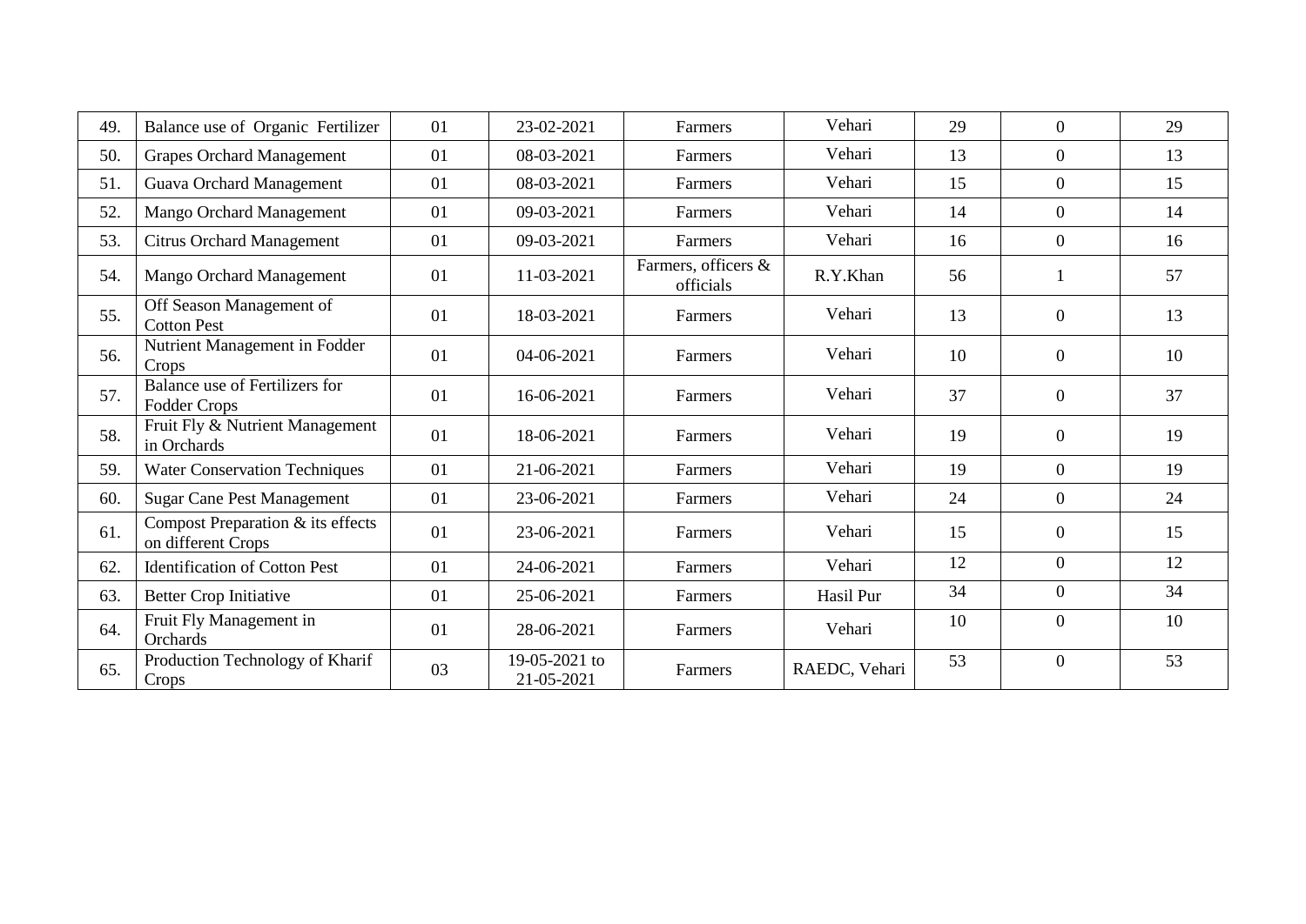| | | | | | | | | |
|---|---|---|---|---|---|---|---|---|
| 49. | Balance use of Organic Fertilizer | 01 | 23-02-2021 | Farmers | Vehari | 29 | 0 | 29 |
| 50. | Grapes Orchard Management | 01 | 08-03-2021 | Farmers | Vehari | 13 | 0 | 13 |
| 51. | Guava Orchard Management | 01 | 08-03-2021 | Farmers | Vehari | 15 | 0 | 15 |
| 52. | Mango Orchard Management | 01 | 09-03-2021 | Farmers | Vehari | 14 | 0 | 14 |
| 53. | Citrus Orchard Management | 01 | 09-03-2021 | Farmers | Vehari | 16 | 0 | 16 |
| 54. | Mango Orchard Management | 01 | 11-03-2021 | Farmers, officers & officials | R.Y.Khan | 56 | 1 | 57 |
| 55. | Off Season Management of Cotton Pest | 01 | 18-03-2021 | Farmers | Vehari | 13 | 0 | 13 |
| 56. | Nutrient Management in Fodder Crops | 01 | 04-06-2021 | Farmers | Vehari | 10 | 0 | 10 |
| 57. | Balance use of Fertilizers for Fodder Crops | 01 | 16-06-2021 | Farmers | Vehari | 37 | 0 | 37 |
| 58. | Fruit Fly & Nutrient Management in Orchards | 01 | 18-06-2021 | Farmers | Vehari | 19 | 0 | 19 |
| 59. | Water Conservation Techniques | 01 | 21-06-2021 | Farmers | Vehari | 19 | 0 | 19 |
| 60. | Sugar Cane Pest Management | 01 | 23-06-2021 | Farmers | Vehari | 24 | 0 | 24 |
| 61. | Compost Preparation & its effects on different Crops | 01 | 23-06-2021 | Farmers | Vehari | 15 | 0 | 15 |
| 62. | Identification of Cotton Pest | 01 | 24-06-2021 | Farmers | Vehari | 12 | 0 | 12 |
| 63. | Better Crop Initiative | 01 | 25-06-2021 | Farmers | Hasil Pur | 34 | 0 | 34 |
| 64. | Fruit Fly Management in Orchards | 01 | 28-06-2021 | Farmers | Vehari | 10 | 0 | 10 |
| 65. | Production Technology of Kharif Crops | 03 | 19-05-2021 to 21-05-2021 | Farmers | RAEDC, Vehari | 53 | 0 | 53 |